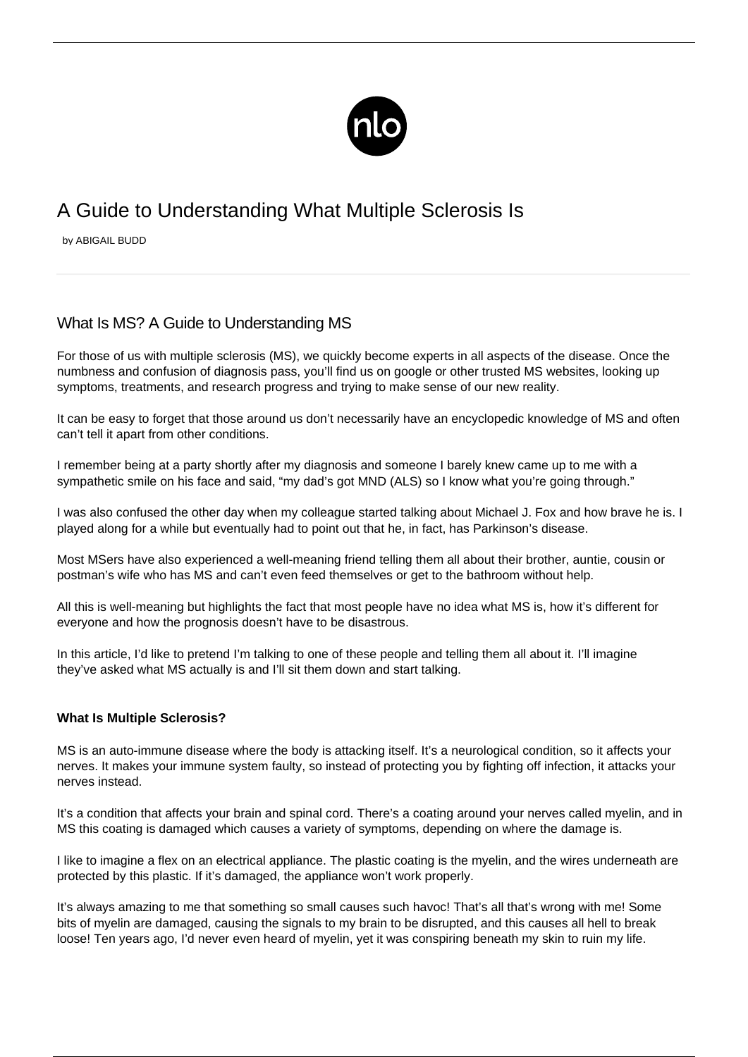# A Guide to Understanding What Multiple Sclerosis Is

by ABIGAIL BUDD

## What Is MS? A Guide to Understanding MS

For those of us with multiple sclerosis (MS), we quickly become experts in all aspects of the disease. Once the numbness and confusion of diagnosis pass, you'll find us on google or other trusted MS websites, looking up symptoms, treatments, and research progress and trying to make sense of our new reality.

It can be easy to forget that those around us don't necessarily have an encyclopedic knowledge of MS and often can't tell it apart from other conditions.

I remember being at a party shortly after my diagnosis and someone I barely knew came up to me with a sympathetic smile on his face and said, "my dad's got MND (ALS) so I know what you're going through."

I was also confused the other day when my colleague started talking about Michael J. Fox and how brave he is. I played along for a while but eventually had to point out that he, in fact, has Parkinson's disease.

Most MSers have also experienced a well-meaning friend telling them all about their brother, auntie, cousin or postman's wife who has MS and can't even feed themselves or get to the bathroom without help.

All this is well-meaning but highlights the fact that most people have no idea what MS is, how it's different for everyone and how the prognosis doesn't have to be disastrous.

In this article, I'd like to pretend I'm talking to one of these people and telling them all about it. I'll imagine they've asked what MS actually is and I'll sit them down and start talking.

### What Is Multiple Sclerosis?

MS is an auto-immune disease where the body is attacking itself. It's a neurological condition, so it affects your nerves. It makes your immune system faulty, so instead of protecting you by fighting off infection, it attacks your nerves instead.

It's a condition that affects your brain and spinal cord. There's a coating around your nerves called myelin, and in MS this coating is damaged which causes a variety of symptoms, depending on where the damage is.

I like to imagine a flex on an electrical appliance. The plastic coating is the myelin, and the wires underneath are protected by this plastic. If it's damaged, the appliance won't work properly.

It's always amazing to me that something so small causes such havoc! That's all that's wrong with me! Some bits of myelin are damaged, causing the signals to my brain to be disrupted, and this causes all hell to break loose! Ten years ago, I'd never even heard of myelin, yet it was conspiring beneath my skin to ruin my life.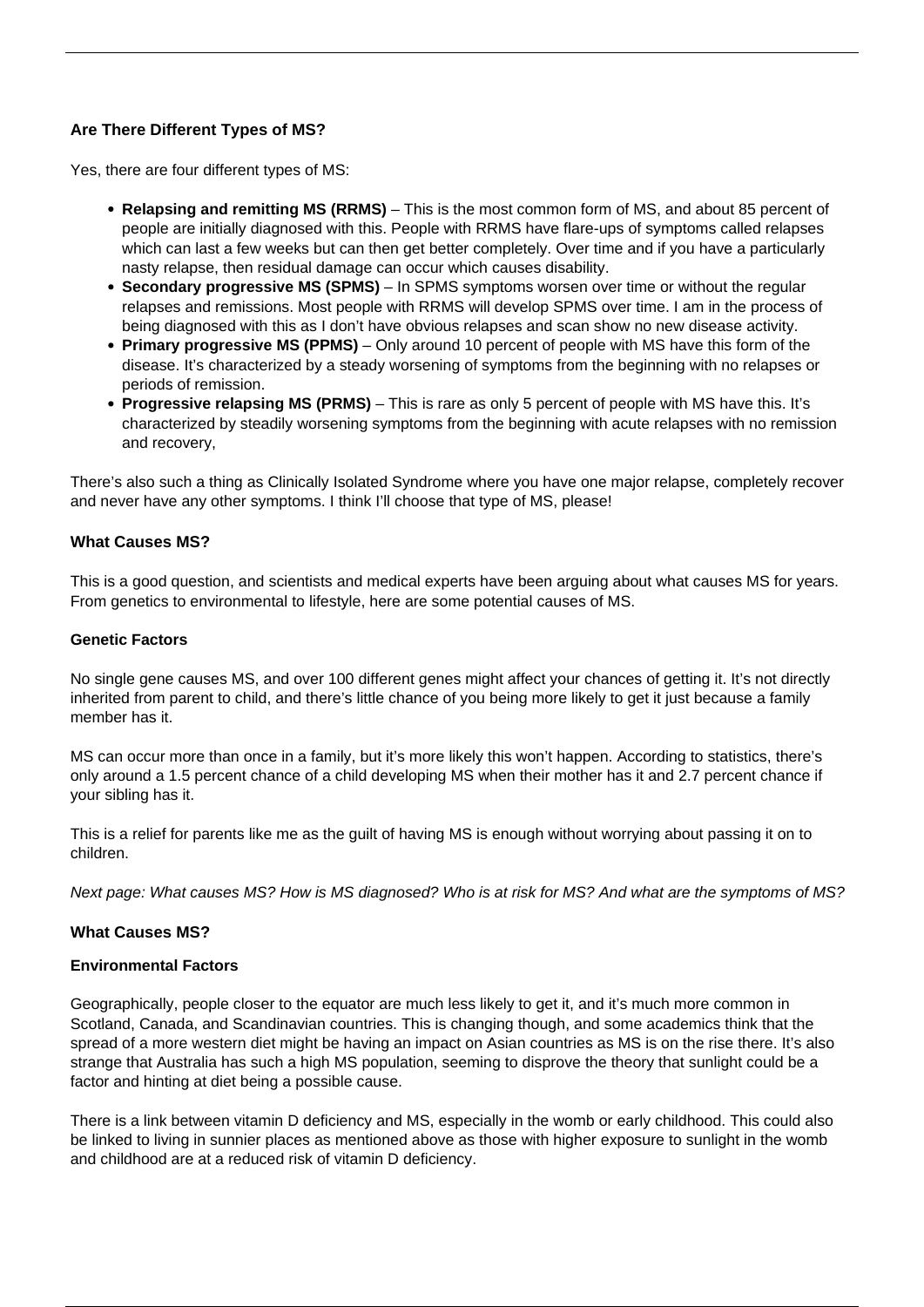### Are There Different Types of MS?

Yes, there are four different types of MS:

- **Relapsing and remitting MS (RRMS)** – This is the most common form of MS, and about 85 percent of people are initially diagnosed with this. People with RRMS have flare-ups of symptoms called relapses which can last a few weeks but can then get better completely. Over time and if you have a particularly nasty relapse, then residual damage can occur which causes disability.
- **Secondary progressive MS (SPMS)** – In SPMS symptoms worsen over time or without the regular relapses and remissions. Most people with RRMS will develop SPMS over time. I am in the process of being diagnosed with this as I don't have obvious relapses and scan show no new disease activity.
- **Primary progressive MS (PPMS)** – Only around 10 percent of people with MS have this form of the disease. It's characterized by a steady worsening of symptoms from the beginning with no relapses or periods of remission.
- **Progressive relapsing MS (PRMS)** – This is rare as only 5 percent of people with MS have this. It's characterized by steadily worsening symptoms from the beginning with acute relapses with no remission and recovery,

There's also such a thing as Clinically Isolated Syndrome where you have one major relapse, completely recover and never have any other symptoms. I think I'll choose that type of MS, please!

### What Causes MS?

This is a good question, and scientists and medical experts have been arguing about what causes MS for years. From genetics to environmental to lifestyle, here are some potential causes of MS.

#### Genetic Factors

No single gene causes MS, and over 100 different genes might affect your chances of getting it. It's not directly inherited from parent to child, and there's little chance of you being more likely to get it just because a family member has it.

MS can occur more than once in a family, but it's more likely this won't happen. According to statistics, there's only around a 1.5 percent chance of a child developing MS when their mother has it and 2.7 percent chance if your sibling has it.

This is a relief for parents like me as the guilt of having MS is enough without worrying about passing it on to children.

*Next page: What causes MS? How is MS diagnosed? Who is at risk for MS? And what are the symptoms of MS?*

### What Causes MS?

#### Environmental Factors

Geographically, people closer to the equator are much less likely to get it, and it's much more common in Scotland, Canada, and Scandinavian countries. This is changing though, and some academics think that the spread of a more western diet might be having an impact on Asian countries as MS is on the rise there. It's also strange that Australia has such a high MS population, seeming to disprove the theory that sunlight could be a factor and hinting at diet being a possible cause.

There is a link between vitamin D deficiency and MS, especially in the womb or early childhood. This could also be linked to living in sunnier places as mentioned above as those with higher exposure to sunlight in the womb and childhood are at a reduced risk of vitamin D deficiency.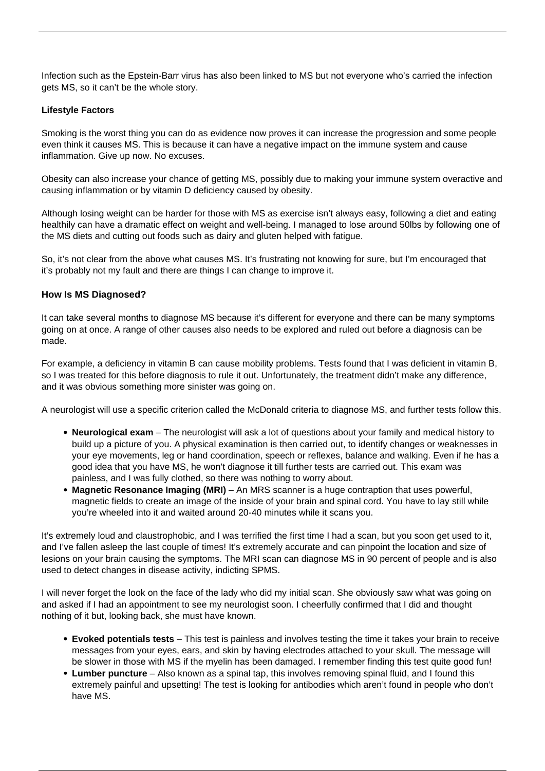Infection such as the Epstein-Barr virus has also been linked to MS but not everyone who's carried the infection gets MS, so it can't be the whole story.

**Lifestyle Factors**

Smoking is the worst thing you can do as evidence now proves it can increase the progression and some people even think it causes MS. This is because it can have a negative impact on the immune system and cause inflammation. Give up now. No excuses.

Obesity can also increase your chance of getting MS, possibly due to making your immune system overactive and causing inflammation or by vitamin D deficiency caused by obesity.

Although losing weight can be harder for those with MS as exercise isn't always easy, following a diet and eating healthily can have a dramatic effect on weight and well-being. I managed to lose around 50lbs by following one of the MS diets and cutting out foods such as dairy and gluten helped with fatigue.

So, it's not clear from the above what causes MS. It's frustrating not knowing for sure, but I'm encouraged that it's probably not my fault and there are things I can change to improve it.

**How Is MS Diagnosed?**

It can take several months to diagnose MS because it's different for everyone and there can be many symptoms going on at once. A range of other causes also needs to be explored and ruled out before a diagnosis can be made.

For example, a deficiency in vitamin B can cause mobility problems. Tests found that I was deficient in vitamin B, so I was treated for this before diagnosis to rule it out. Unfortunately, the treatment didn't make any difference, and it was obvious something more sinister was going on.

A neurologist will use a specific criterion called the McDonald criteria to diagnose MS, and further tests follow this.

- **Neurological exam** – The neurologist will ask a lot of questions about your family and medical history to build up a picture of you. A physical examination is then carried out, to identify changes or weaknesses in your eye movements, leg or hand coordination, speech or reflexes, balance and walking. Even if he has a good idea that you have MS, he won't diagnose it till further tests are carried out. This exam was painless, and I was fully clothed, so there was nothing to worry about.
- **Magnetic Resonance Imaging (MRI)** – An MRS scanner is a huge contraption that uses powerful, magnetic fields to create an image of the inside of your brain and spinal cord. You have to lay still while you're wheeled into it and waited around 20-40 minutes while it scans you.

It's extremely loud and claustrophobic, and I was terrified the first time I had a scan, but you soon get used to it, and I've fallen asleep the last couple of times! It's extremely accurate and can pinpoint the location and size of lesions on your brain causing the symptoms. The MRI scan can diagnose MS in 90 percent of people and is also used to detect changes in disease activity, indicting SPMS.

I will never forget the look on the face of the lady who did my initial scan. She obviously saw what was going on and asked if I had an appointment to see my neurologist soon. I cheerfully confirmed that I did and thought nothing of it but, looking back, she must have known.

- **Evoked potentials tests** – This test is painless and involves testing the time it takes your brain to receive messages from your eyes, ears, and skin by having electrodes attached to your skull. The message will be slower in those with MS if the myelin has been damaged. I remember finding this test quite good fun!
- **Lumber puncture** – Also known as a spinal tap, this involves removing spinal fluid, and I found this extremely painful and upsetting! The test is looking for antibodies which aren't found in people who don't have MS.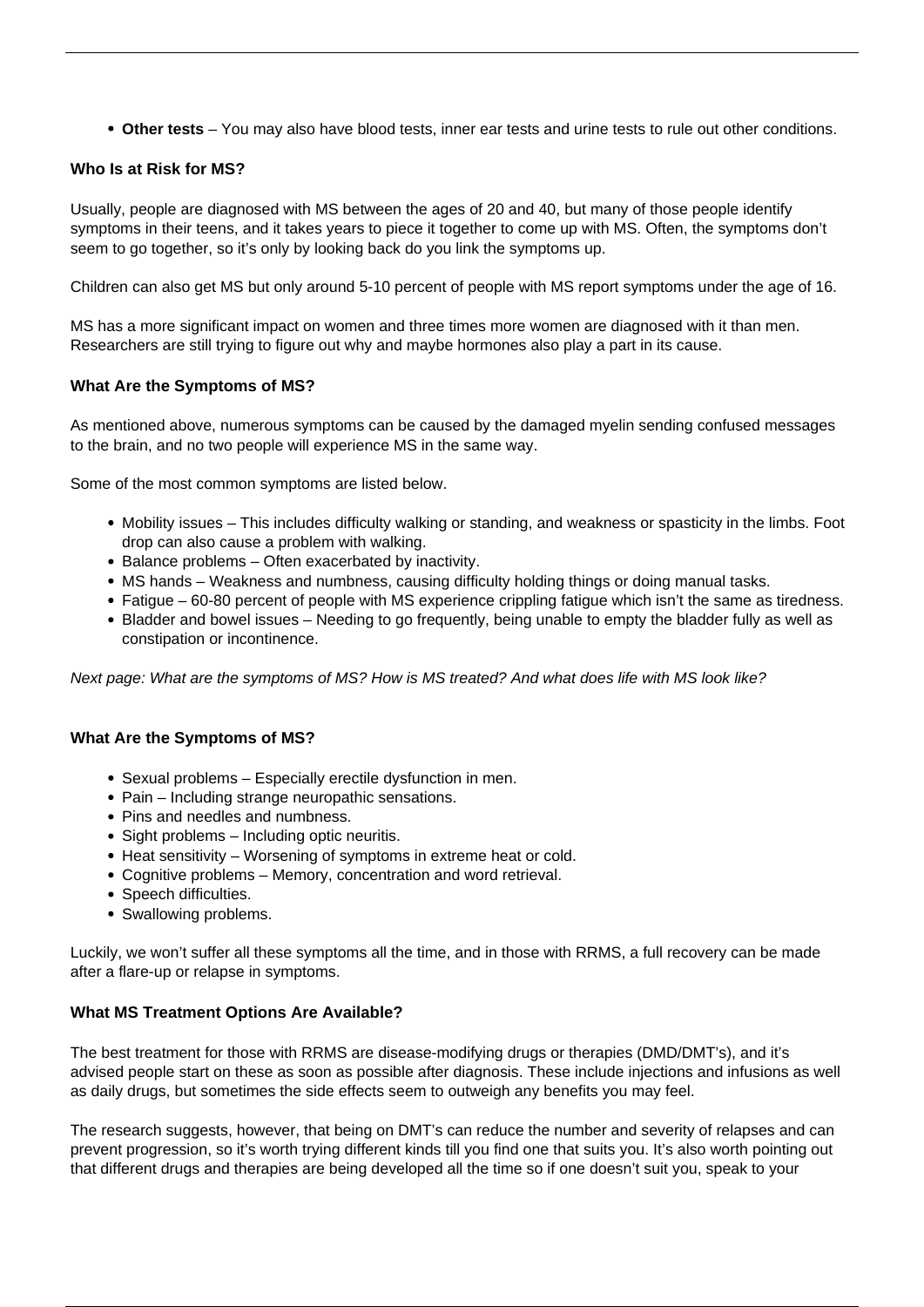- **Other tests** – You may also have blood tests, inner ear tests and urine tests to rule out other conditions.

### Who Is at Risk for MS?

Usually, people are diagnosed with MS between the ages of 20 and 40, but many of those people identify symptoms in their teens, and it takes years to piece it together to come up with MS. Often, the symptoms don't seem to go together, so it's only by looking back do you link the symptoms up.

Children can also get MS but only around 5-10 percent of people with MS report symptoms under the age of 16.

MS has a more significant impact on women and three times more women are diagnosed with it than men. Researchers are still trying to figure out why and maybe hormones also play a part in its cause.

### What Are the Symptoms of MS?

As mentioned above, numerous symptoms can be caused by the damaged myelin sending confused messages to the brain, and no two people will experience MS in the same way.

Some of the most common symptoms are listed below.

- Mobility issues – This includes difficulty walking or standing, and weakness or spasticity in the limbs. Foot drop can also cause a problem with walking.
- Balance problems – Often exacerbated by inactivity.
- MS hands – Weakness and numbness, causing difficulty holding things or doing manual tasks.
- Fatigue – 60-80 percent of people with MS experience crippling fatigue which isn't the same as tiredness.
- Bladder and bowel issues – Needing to go frequently, being unable to empty the bladder fully as well as constipation or incontinence.

*Next page: What are the symptoms of MS? How is MS treated? And what does life with MS look like?*

### What Are the Symptoms of MS?

- Sexual problems – Especially erectile dysfunction in men.
- Pain – Including strange neuropathic sensations.
- Pins and needles and numbness.
- Sight problems – Including optic neuritis.
- Heat sensitivity – Worsening of symptoms in extreme heat or cold.
- Cognitive problems – Memory, concentration and word retrieval.
- Speech difficulties.
- Swallowing problems.

Luckily, we won't suffer all these symptoms all the time, and in those with RRMS, a full recovery can be made after a flare-up or relapse in symptoms.

### What MS Treatment Options Are Available?

The best treatment for those with RRMS are disease-modifying drugs or therapies (DMD/DMT's), and it's advised people start on these as soon as possible after diagnosis. These include injections and infusions as well as daily drugs, but sometimes the side effects seem to outweigh any benefits you may feel.

The research suggests, however, that being on DMT's can reduce the number and severity of relapses and can prevent progression, so it's worth trying different kinds till you find one that suits you. It's also worth pointing out that different drugs and therapies are being developed all the time so if one doesn't suit you, speak to your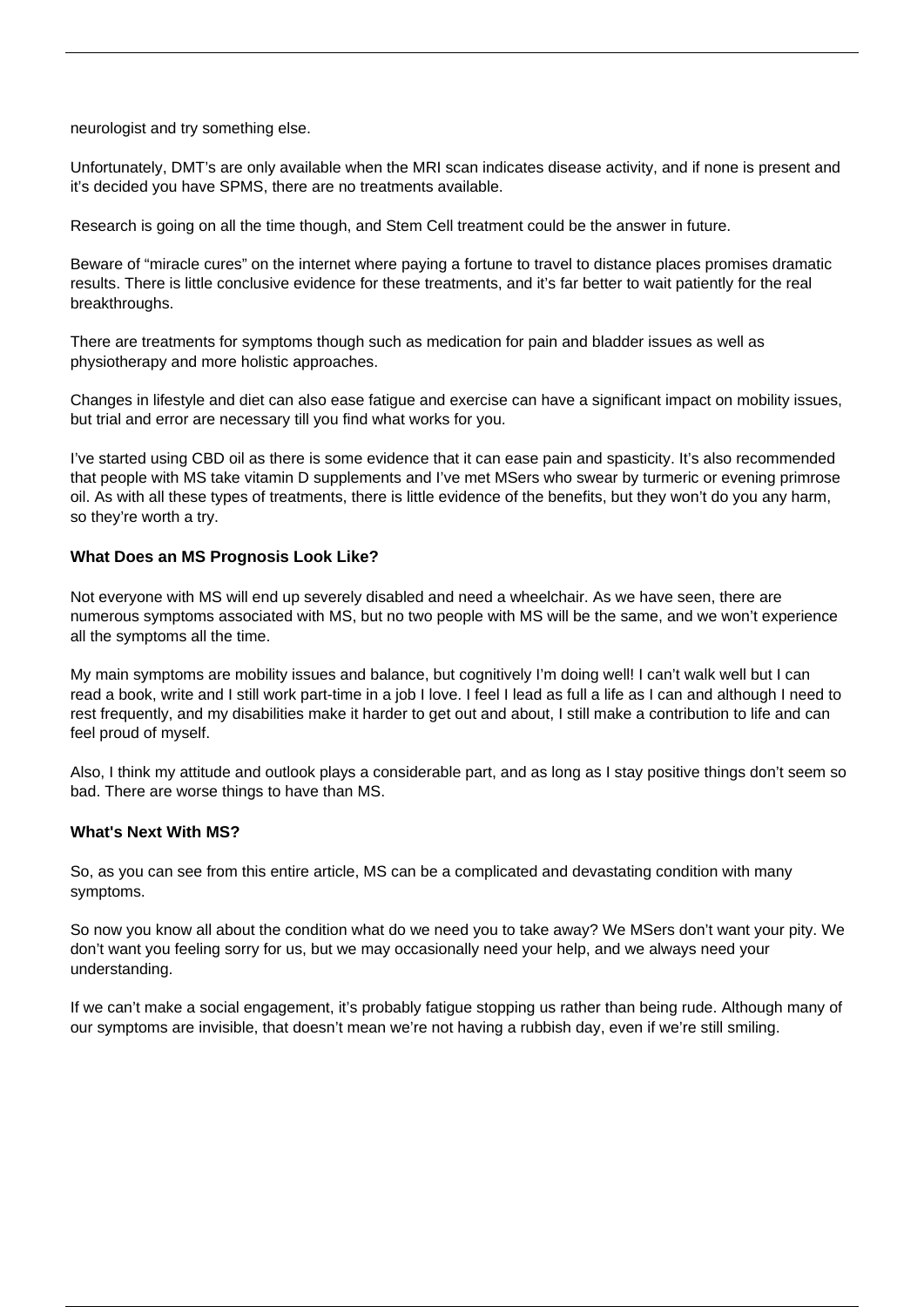neurologist and try something else.

Unfortunately, DMT's are only available when the MRI scan indicates disease activity, and if none is present and it's decided you have SPMS, there are no treatments available.

Research is going on all the time though, and Stem Cell treatment could be the answer in future.

Beware of "miracle cures" on the internet where paying a fortune to travel to distance places promises dramatic results. There is little conclusive evidence for these treatments, and it's far better to wait patiently for the real breakthroughs.

There are treatments for symptoms though such as medication for pain and bladder issues as well as physiotherapy and more holistic approaches.

Changes in lifestyle and diet can also ease fatigue and exercise can have a significant impact on mobility issues, but trial and error are necessary till you find what works for you.

I've started using CBD oil as there is some evidence that it can ease pain and spasticity. It's also recommended that people with MS take vitamin D supplements and I've met MSers who swear by turmeric or evening primrose oil. As with all these types of treatments, there is little evidence of the benefits, but they won't do you any harm, so they're worth a try.

**What Does an MS Prognosis Look Like?**

Not everyone with MS will end up severely disabled and need a wheelchair. As we have seen, there are numerous symptoms associated with MS, but no two people with MS will be the same, and we won't experience all the symptoms all the time.

My main symptoms are mobility issues and balance, but cognitively I'm doing well! I can't walk well but I can read a book, write and I still work part-time in a job I love. I feel I lead as full a life as I can and although I need to rest frequently, and my disabilities make it harder to get out and about, I still make a contribution to life and can feel proud of myself.

Also, I think my attitude and outlook plays a considerable part, and as long as I stay positive things don't seem so bad. There are worse things to have than MS.

**What's Next With MS?**

So, as you can see from this entire article, MS can be a complicated and devastating condition with many symptoms.

So now you know all about the condition what do we need you to take away? We MSers don't want your pity. We don't want you feeling sorry for us, but we may occasionally need your help, and we always need your understanding.

If we can't make a social engagement, it's probably fatigue stopping us rather than being rude. Although many of our symptoms are invisible, that doesn't mean we're not having a rubbish day, even if we're still smiling.